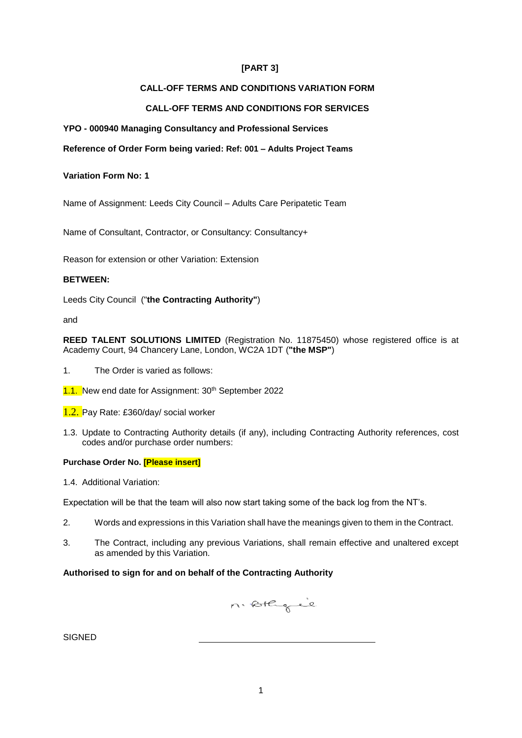**[PART 3]**

**CALL-OFF TERMS AND CONDITIONS VARIATION FORM**

**CALL-OFF TERMS AND CONDITIONS FOR SERVICES**

**YPO - 000940 Managing Consultancy and Professional Services**

**Reference of Order Form being varied: Ref: 001 – Adults Project Teams**

**Variation Form No: 1**

Name of Assignment: Leeds City Council – Adults Care Peripatetic Team

Name of Consultant, Contractor, or Consultancy: Consultancy+

Reason for extension or other Variation: Extension

**BETWEEN:**

Leeds City Council ("**the Contracting Authority"**)

and

**REED TALENT SOLUTIONS LIMITED** (Registration No. 11875450) whose registered office is at Academy Court, 94 Chancery Lane, London, WC2A 1DT (**"the MSP"**)

1. The Order is varied as follows:

1.1. New end date for Assignment: 30th September 2022

1.2. Pay Rate: £360/day/ social worker

1.3. Update to Contracting Authority details (if any), including Contracting Authority references, cost codes and/or purchase order numbers:

**Purchase Order No. [Please insert]**

1.4. Additional Variation:

Expectation will be that the team will also now start taking some of the back log from the NT's.

2. Words and expressions in this Variation shall have the meanings given to them in the Contract.

3. The Contract, including any previous Variations, shall remain effective and unaltered except as amended by this Variation.

**Authorised to sign for and on behalf of the Contracting Authority**

SIGNED ____________________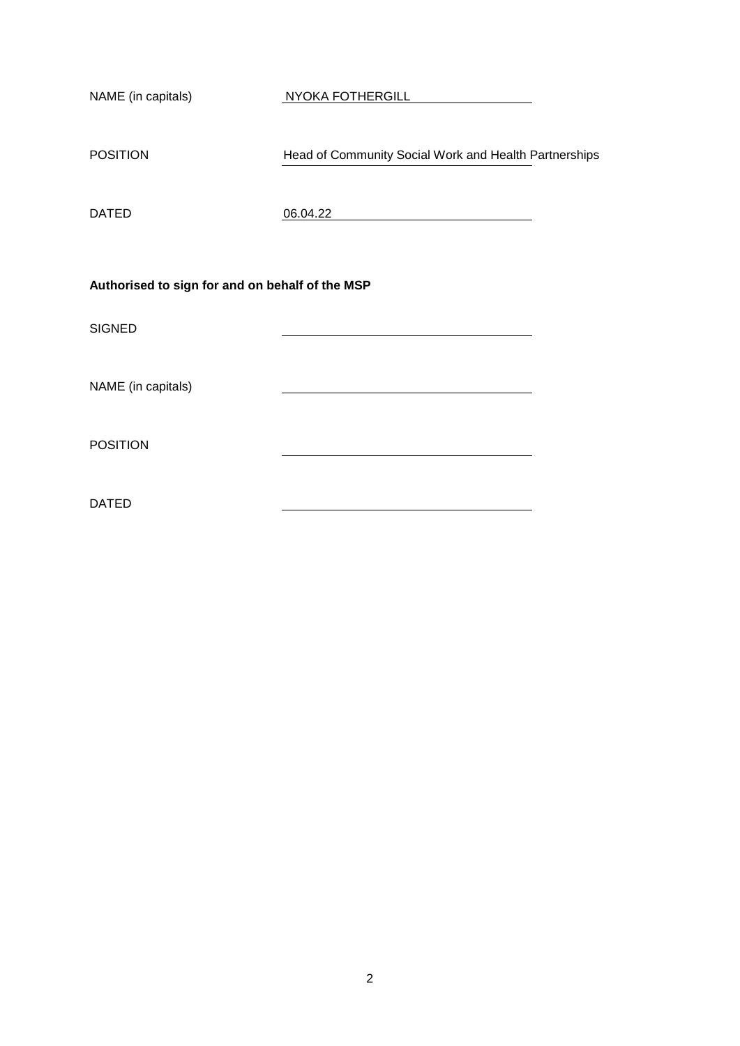NAME (in capitals) NYOKA FOTHERGILL

POSITION Head of Community Social Work and Health Partnerships

DATED 06.04.22

**Authorised to sign for and on behalf of the MSP**

SIGNED

NAME (in capitals)

POSITION

DATED